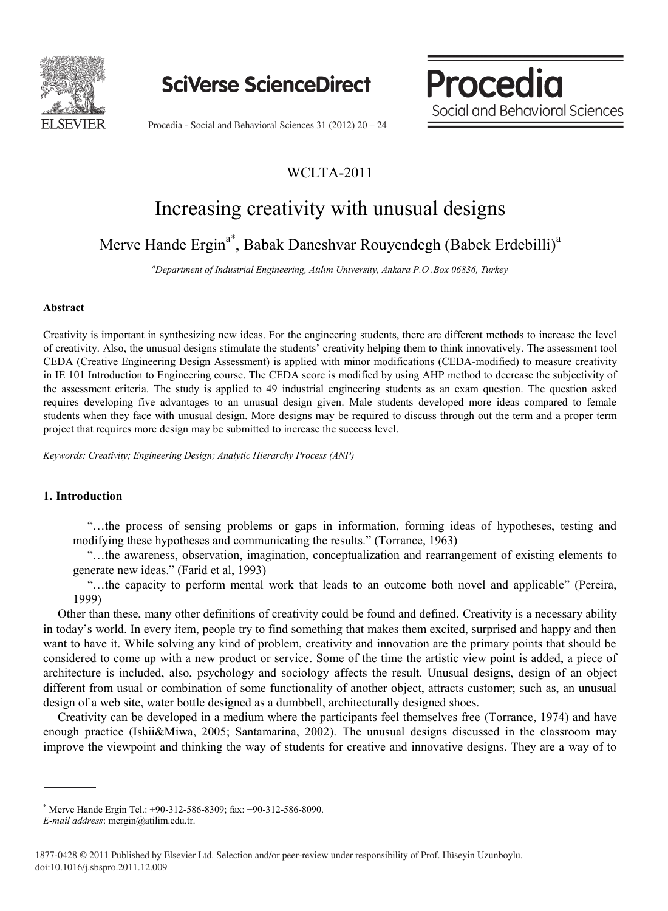# Increasing creativity with unusual designs

Merve Hande Ergin[a*], Babak Daneshvar Rouyendegh (Babek Erdebilli)[a]

[a]*Department of Industrial Engineering, Atılım University, Ankara P.O .Box 06836, Turkey*

---

**Abstract**

Creativity is important in synthesizing new ideas. For the engineering students, there are different methods to increase the level of creativity. Also, the unusual designs stimulate the students' creativity helping them to think innovatively. The assessment tool CEDA (Creative Engineering Design Assessment) is applied with minor modifications (CEDA-modified) to measure creativity in IE 101 Introduction to Engineering course. The CEDA score is modified by using AHP method to decrease the subjectivity of the assessment criteria. The study is applied to 49 industrial engineering students as an exam question. The question asked requires developing five advantages to an unusual design given. Male students developed more ideas compared to female students when they face with unusual design. More designs may be required to discuss through out the term and a proper term project that requires more design may be submitted to increase the success level.

*Keywords: Creativity; Engineering Design; Analytic Hierarchy Process (ANP)*

---

## 1. Introduction

"…the process of sensing problems or gaps in information, forming ideas of hypotheses, testing and modifying these hypotheses and communicating the results." (Torrance, 1963)

"…the awareness, observation, imagination, conceptualization and rearrangement of existing elements to generate new ideas." (Farid et al, 1993)

"…the capacity to perform mental work that leads to an outcome both novel and applicable" (Pereira, 1999)

Other than these, many other definitions of creativity could be found and defined. Creativity is a necessary ability in today's world. In every item, people try to find something that makes them excited, surprised and happy and then want to have it. While solving any kind of problem, creativity and innovation are the primary points that should be considered to come up with a new product or service. Some of the time the artistic view point is added, a piece of architecture is included, also, psychology and sociology affects the result. Unusual designs, design of an object different from usual or combination of some functionality of another object, attracts customer; such as, an unusual design of a web site, water bottle designed as a dumbbell, architecturally designed shoes.

Creativity can be developed in a medium where the participants feel themselves free (Torrance, 1974) and have enough practice (Ishii&Miwa, 2005; Santamarina, 2002). The unusual designs discussed in the classroom may improve the viewpoint and thinking the way of students for creative and innovative designs. They are a way of to

---

[*] Merve Hande Ergin Tel.: +90-312-586-8309; fax: +90-312-586-8090.
*E-mail address*: mergin@atilim.edu.tr.

1877-0428 © 2011 Published by Elsevier Ltd. Selection and/or peer-review under responsibility of Prof. Hüseyin Uzunboylu.
doi:10.1016/j.sbspro.2011.12.009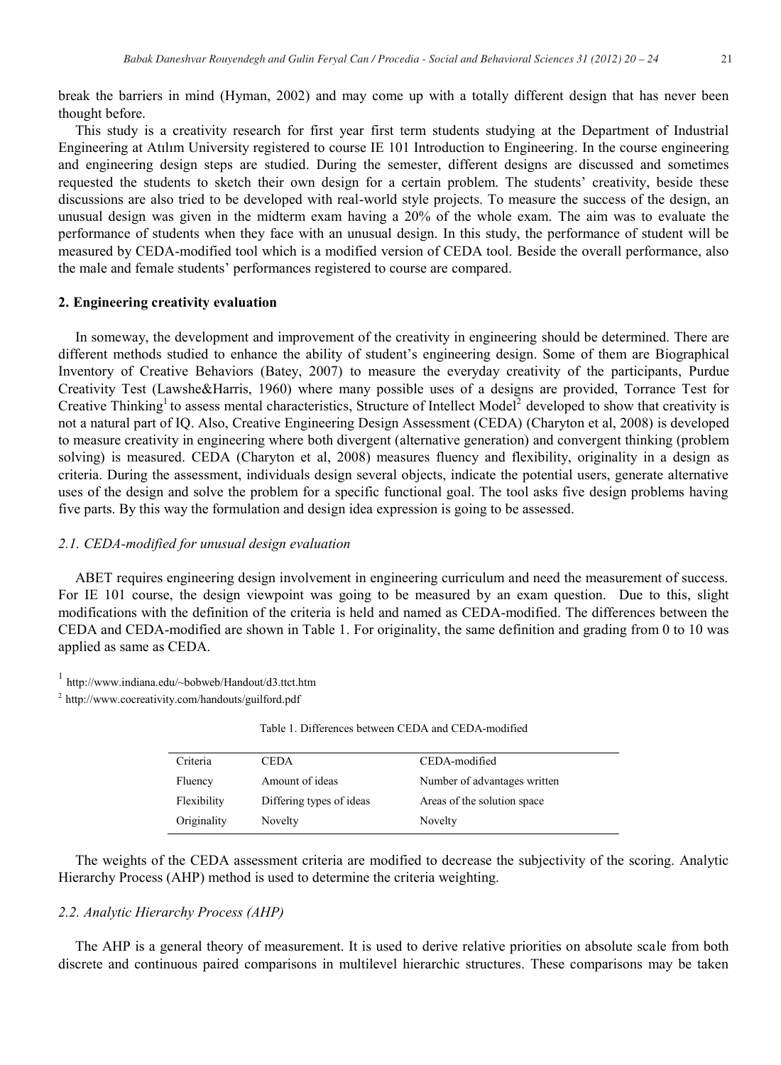break the barriers in mind (Hyman, 2002) and may come up with a totally different design that has never been thought before.

This study is a creativity research for first year first term students studying at the Department of Industrial Engineering at Atılım University registered to course IE 101 Introduction to Engineering. In the course engineering and engineering design steps are studied. During the semester, different designs are discussed and sometimes requested the students to sketch their own design for a certain problem. The students' creativity, beside these discussions are also tried to be developed with real-world style projects. To measure the success of the design, an unusual design was given in the midterm exam having a 20% of the whole exam. The aim was to evaluate the performance of students when they face with an unusual design. In this study, the performance of student will be measured by CEDA-modified tool which is a modified version of CEDA tool. Beside the overall performance, also the male and female students' performances registered to course are compared.

## 2. Engineering creativity evaluation

In someway, the development and improvement of the creativity in engineering should be determined. There are different methods studied to enhance the ability of student's engineering design. Some of them are Biographical Inventory of Creative Behaviors (Batey, 2007) to measure the everyday creativity of the participants, Purdue Creativity Test (Lawshe&Harris, 1960) where many possible uses of a designs are provided, Torrance Test for Creative Thinking[1] to assess mental characteristics, Structure of Intellect Model[2] developed to show that creativity is not a natural part of IQ. Also, Creative Engineering Design Assessment (CEDA) (Charyton et al, 2008) is developed to measure creativity in engineering where both divergent (alternative generation) and convergent thinking (problem solving) is measured. CEDA (Charyton et al, 2008) measures fluency and flexibility, originality in a design as criteria. During the assessment, individuals design several objects, indicate the potential users, generate alternative uses of the design and solve the problem for a specific functional goal. The tool asks five design problems having five parts. By this way the formulation and design idea expression is going to be assessed.

### *2.1. CEDA-modified for unusual design evaluation*

ABET requires engineering design involvement in engineering curriculum and need the measurement of success. For IE 101 course, the design viewpoint was going to be measured by an exam question. Due to this, slight modifications with the definition of the criteria is held and named as CEDA-modified. The differences between the CEDA and CEDA-modified are shown in Table 1. For originality, the same definition and grading from 0 to 10 was applied as same as CEDA.

[1] http://www.indiana.edu/~bobweb/Handout/d3.ttct.htm

[2] http://www.cocreativity.com/handouts/guilford.pdf

Table 1. Differences between CEDA and CEDA-modified

| Criteria | CEDA | CEDA-modified |
|---|---|---|
| Fluency | Amount of ideas | Number of advantages written |
| Flexibility | Differing types of ideas | Areas of the solution space |
| Originality | Novelty | Novelty |

The weights of the CEDA assessment criteria are modified to decrease the subjectivity of the scoring. Analytic Hierarchy Process (AHP) method is used to determine the criteria weighting.

### *2.2. Analytic Hierarchy Process (AHP)*

The AHP is a general theory of measurement. It is used to derive relative priorities on absolute scale from both discrete and continuous paired comparisons in multilevel hierarchic structures. These comparisons may be taken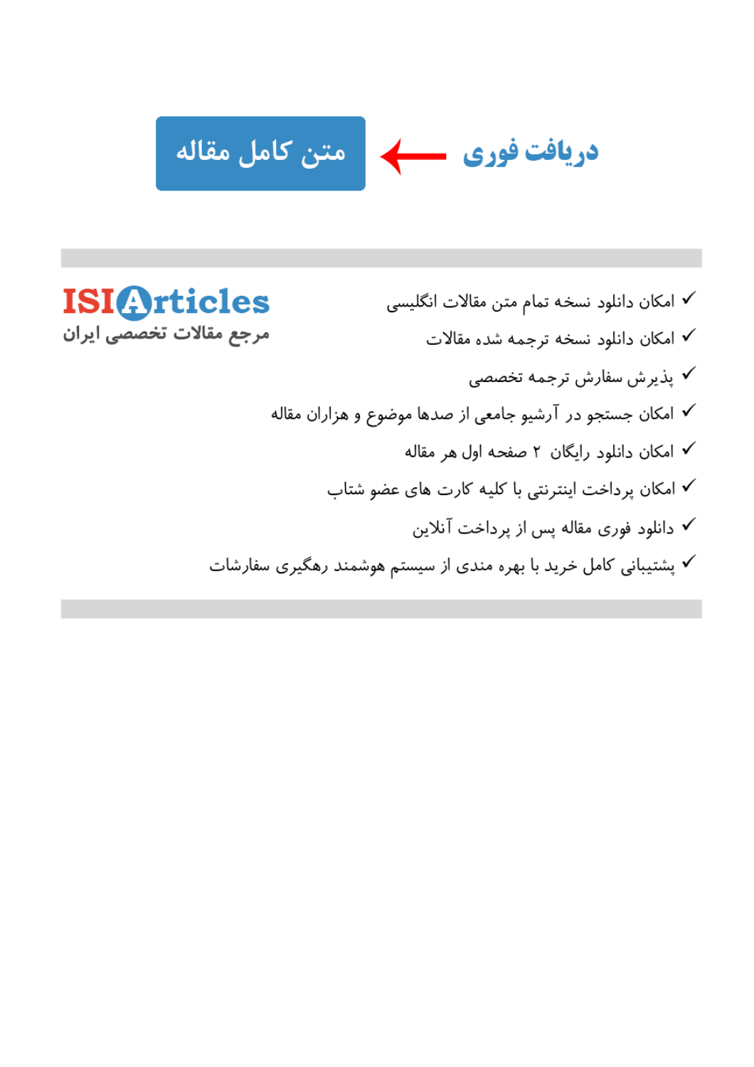دریافت فوری ← **متن کامل مقاله**

**ISIArticles**
مرجع مقالات تخصصی ایران

- ✓ امکان دانلود نسخه تمام متن مقالات انگلیسی
- ✓ امکان دانلود نسخه ترجمه شده مقالات
- ✓ پذیرش سفارش ترجمه تخصصی
- ✓ امکان جستجو در آرشیو جامعی از صدها موضوع و هزاران مقاله
- ✓ امکان دانلود رایگان ۲ صفحه اول هر مقاله
- ✓ امکان پرداخت اینترنتی با کلیه کارت های عضو شتاب
- ✓ دانلود فوری مقاله پس از پرداخت آنلاین
- ✓ پشتیبانی کامل خرید با بهره مندی از سیستم هوشمند رهگیری سفارشات